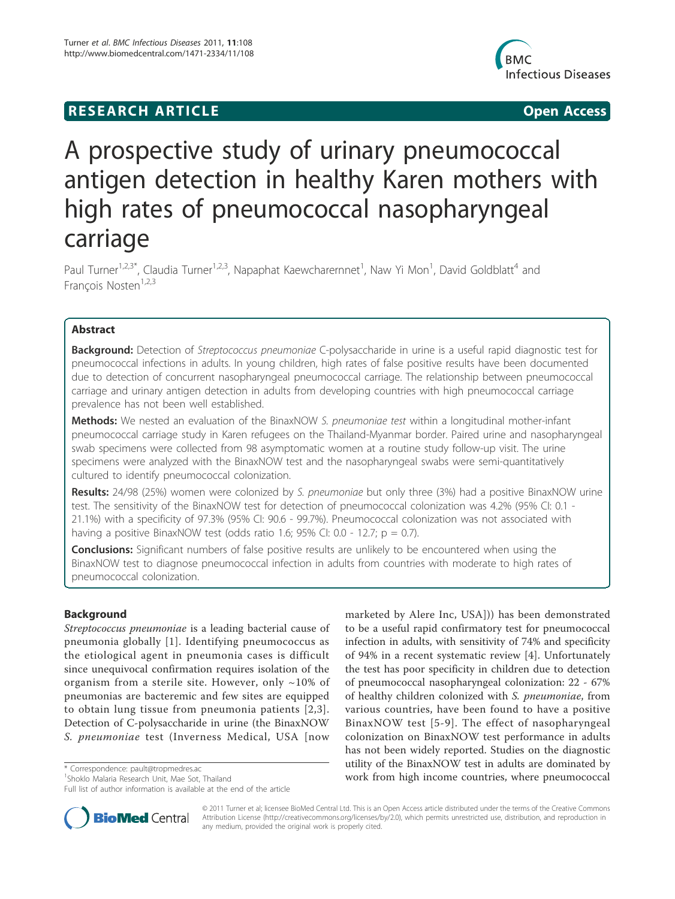**RESEARCH ARTICLE** **Open Access**

# A prospective study of urinary pneumococcal antigen detection in healthy Karen mothers with high rates of pneumococcal nasopharyngeal carriage

Paul Turner[1,2,3*], Claudia Turner[1,2,3], Napaphat Kaewcharernnet[1], Naw Yi Mon[1], David Goldblatt[4] and François Nosten[1,2,3]

## Abstract

**Background:** Detection of *Streptococcus pneumoniae* C-polysaccharide in urine is a useful rapid diagnostic test for pneumococcal infections in adults. In young children, high rates of false positive results have been documented due to detection of concurrent nasopharyngeal pneumococcal carriage. The relationship between pneumococcal carriage and urinary antigen detection in adults from developing countries with high pneumococcal carriage prevalence has not been well established.

**Methods:** We nested an evaluation of the BinaxNOW *S. pneumoniae test* within a longitudinal mother-infant pneumococcal carriage study in Karen refugees on the Thailand-Myanmar border. Paired urine and nasopharyngeal swab specimens were collected from 98 asymptomatic women at a routine study follow-up visit. The urine specimens were analyzed with the BinaxNOW test and the nasopharyngeal swabs were semi-quantitatively cultured to identify pneumococcal colonization.

**Results:** 24/98 (25%) women were colonized by *S. pneumoniae* but only three (3%) had a positive BinaxNOW urine test. The sensitivity of the BinaxNOW test for detection of pneumococcal colonization was 4.2% (95% CI: 0.1 - 21.1%) with a specificity of 97.3% (95% CI: 90.6 - 99.7%). Pneumococcal colonization was not associated with having a positive BinaxNOW test (odds ratio 1.6; 95% CI: 0.0 - 12.7; p = 0.7).

**Conclusions:** Significant numbers of false positive results are unlikely to be encountered when using the BinaxNOW test to diagnose pneumococcal infection in adults from countries with moderate to high rates of pneumococcal colonization.

## Background

*Streptococcus pneumoniae* is a leading bacterial cause of pneumonia globally [1]. Identifying pneumococcus as the etiological agent in pneumonia cases is difficult since unequivocal confirmation requires isolation of the organism from a sterile site. However, only ~10% of pneumonias are bacteremic and few sites are equipped to obtain lung tissue from pneumonia patients [2,3]. Detection of C-polysaccharide in urine (the BinaxNOW *S. pneumoniae* test (Inverness Medical, USA [now marketed by Alere Inc, USA])) has been demonstrated to be a useful rapid confirmatory test for pneumococcal infection in adults, with sensitivity of 74% and specificity of 94% in a recent systematic review [4]. Unfortunately the test has poor specificity in children due to detection of pneumococcal nasopharyngeal colonization: 22 - 67% of healthy children colonized with *S. pneumoniae*, from various countries, have been found to have a positive BinaxNOW test [5-9]. The effect of nasopharyngeal colonization on BinaxNOW test performance in adults has not been widely reported. Studies on the diagnostic utility of the BinaxNOW test in adults are dominated by work from high income countries, where pneumococcal

\* Correspondence: pault@tropmedres.ac
[1]Shoklo Malaria Research Unit, Mae Sot, Thailand
Full list of author information is available at the end of the article

© 2011 Turner et al; licensee BioMed Central Ltd. This is an Open Access article distributed under the terms of the Creative Commons Attribution License (http://creativecommons.org/licenses/by/2.0), which permits unrestricted use, distribution, and reproduction in any medium, provided the original work is properly cited.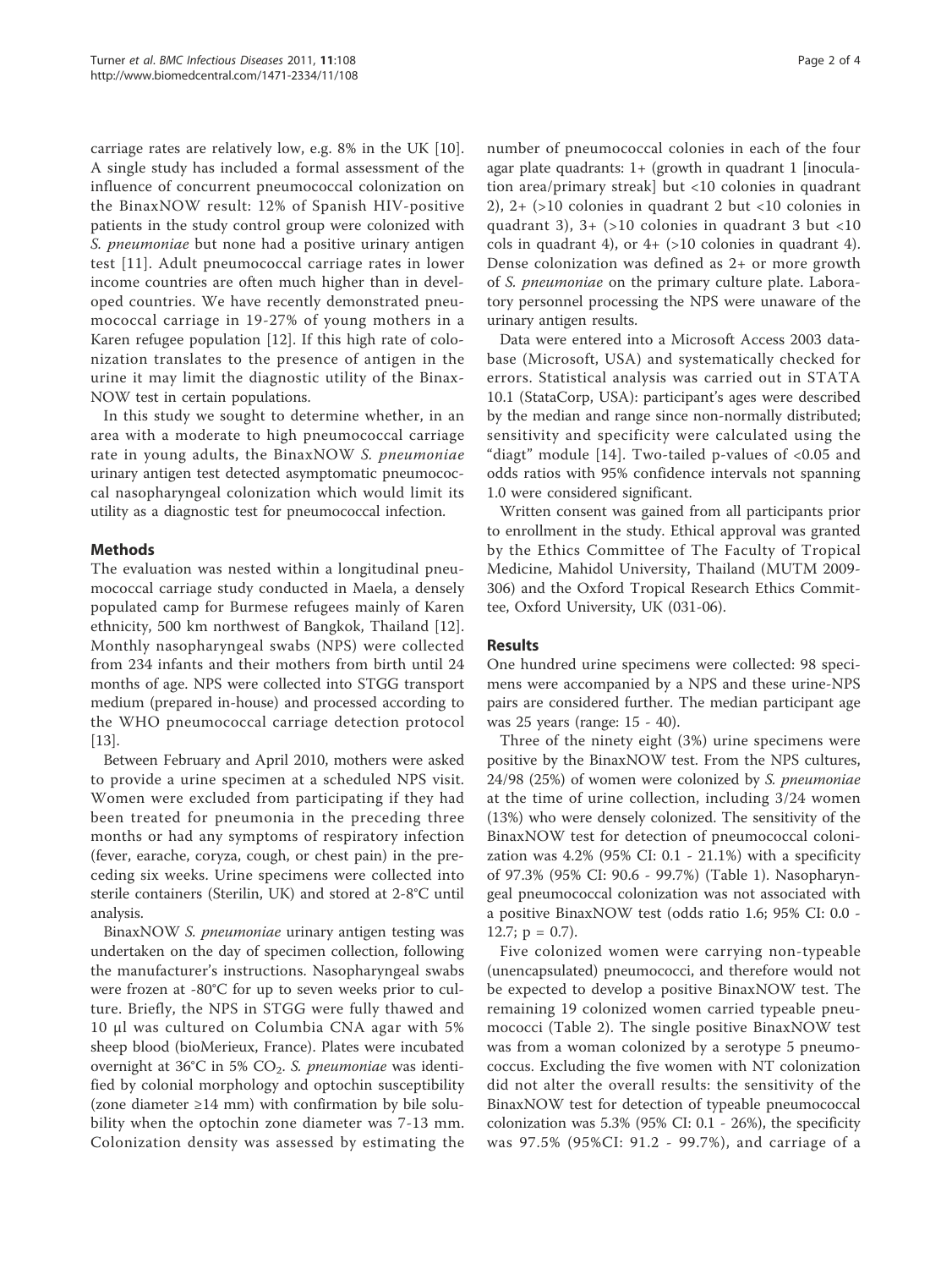carriage rates are relatively low, e.g. 8% in the UK [10]. A single study has included a formal assessment of the influence of concurrent pneumococcal colonization on the BinaxNOW result: 12% of Spanish HIV-positive patients in the study control group were colonized with *S. pneumoniae* but none had a positive urinary antigen test [11]. Adult pneumococcal carriage rates in lower income countries are often much higher than in developed countries. We have recently demonstrated pneumococcal carriage in 19-27% of young mothers in a Karen refugee population [12]. If this high rate of colonization translates to the presence of antigen in the urine it may limit the diagnostic utility of the BinaxNOW test in certain populations.

In this study we sought to determine whether, in an area with a moderate to high pneumococcal carriage rate in young adults, the BinaxNOW *S. pneumoniae* urinary antigen test detected asymptomatic pneumococcal nasopharyngeal colonization which would limit its utility as a diagnostic test for pneumococcal infection.

## Methods

The evaluation was nested within a longitudinal pneumococcal carriage study conducted in Maela, a densely populated camp for Burmese refugees mainly of Karen ethnicity, 500 km northwest of Bangkok, Thailand [12]. Monthly nasopharyngeal swabs (NPS) were collected from 234 infants and their mothers from birth until 24 months of age. NPS were collected into STGG transport medium (prepared in-house) and processed according to the WHO pneumococcal carriage detection protocol [13].

Between February and April 2010, mothers were asked to provide a urine specimen at a scheduled NPS visit. Women were excluded from participating if they had been treated for pneumonia in the preceding three months or had any symptoms of respiratory infection (fever, earache, coryza, cough, or chest pain) in the preceding six weeks. Urine specimens were collected into sterile containers (Sterilin, UK) and stored at 2-8°C until analysis.

BinaxNOW *S. pneumoniae* urinary antigen testing was undertaken on the day of specimen collection, following the manufacturer's instructions. Nasopharyngeal swabs were frozen at -80°C for up to seven weeks prior to culture. Briefly, the NPS in STGG were fully thawed and 10 μl was cultured on Columbia CNA agar with 5% sheep blood (bioMerieux, France). Plates were incubated overnight at 36°C in 5% $CO_2$. *S. pneumoniae* was identified by colonial morphology and optochin susceptibility (zone diameter ≥14 mm) with confirmation by bile solubility when the optochin zone diameter was 7-13 mm. Colonization density was assessed by estimating the number of pneumococcal colonies in each of the four agar plate quadrants: 1+ (growth in quadrant 1 [inoculation area/primary streak] but <10 colonies in quadrant 2), 2+ (>10 colonies in quadrant 2 but <10 colonies in quadrant 3), 3+ (>10 colonies in quadrant 3 but <10 cols in quadrant 4), or 4+ (>10 colonies in quadrant 4). Dense colonization was defined as 2+ or more growth of *S. pneumoniae* on the primary culture plate. Laboratory personnel processing the NPS were unaware of the urinary antigen results.

Data were entered into a Microsoft Access 2003 database (Microsoft, USA) and systematically checked for errors. Statistical analysis was carried out in STATA 10.1 (StataCorp, USA): participant's ages were described by the median and range since non-normally distributed; sensitivity and specificity were calculated using the "diagt" module [14]. Two-tailed p-values of <0.05 and odds ratios with 95% confidence intervals not spanning 1.0 were considered significant.

Written consent was gained from all participants prior to enrollment in the study. Ethical approval was granted by the Ethics Committee of The Faculty of Tropical Medicine, Mahidol University, Thailand (MUTM 2009-306) and the Oxford Tropical Research Ethics Committee, Oxford University, UK (031-06).

## Results

One hundred urine specimens were collected: 98 specimens were accompanied by a NPS and these urine-NPS pairs are considered further. The median participant age was 25 years (range: 15 - 40).

Three of the ninety eight (3%) urine specimens were positive by the BinaxNOW test. From the NPS cultures, 24/98 (25%) of women were colonized by *S. pneumoniae* at the time of urine collection, including 3/24 women (13%) who were densely colonized. The sensitivity of the BinaxNOW test for detection of pneumococcal colonization was 4.2% (95% CI: 0.1 - 21.1%) with a specificity of 97.3% (95% CI: 90.6 - 99.7%) (Table 1). Nasopharyngeal pneumococcal colonization was not associated with a positive BinaxNOW test (odds ratio 1.6; 95% CI: 0.0 - 12.7; p = 0.7).

Five colonized women were carrying non-typeable (unencapsulated) pneumococci, and therefore would not be expected to develop a positive BinaxNOW test. The remaining 19 colonized women carried typeable pneumococci (Table 2). The single positive BinaxNOW test was from a woman colonized by a serotype 5 pneumococcus. Excluding the five women with NT colonization did not alter the overall results: the sensitivity of the BinaxNOW test for detection of typeable pneumococcal colonization was 5.3% (95% CI: 0.1 - 26%), the specificity was 97.5% (95%CI: 91.2 - 99.7%), and carriage of a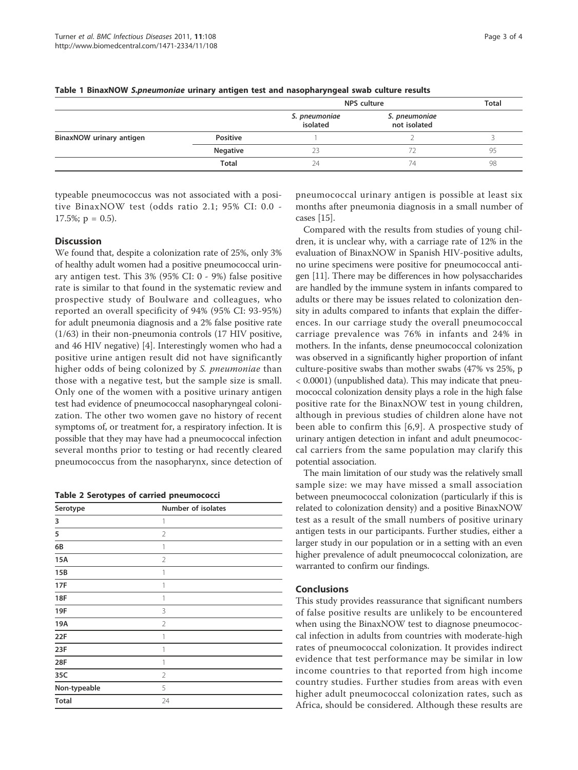**Table 1 BinaxNOW *S.pneumoniae* urinary antigen test and nasopharyngeal swab culture results**

| | | NPS culture | | Total |
|---|---|---|---|---|
| | | *S. pneumoniae* isolated | *S. pneumoniae* not isolated | |
| **BinaxNOW urinary antigen** | **Positive** | 1 | 2 | 3 |
| | **Negative** | 23 | 72 | 95 |
| | **Total** | 24 | 74 | 98 |

typeable pneumococcus was not associated with a positive BinaxNOW test (odds ratio 2.1; 95% CI: 0.0 - 17.5%; p = 0.5).

## Discussion

We found that, despite a colonization rate of 25%, only 3% of healthy adult women had a positive pneumococcal urinary antigen test. This 3% (95% CI: 0 - 9%) false positive rate is similar to that found in the systematic review and prospective study of Boulware and colleagues, who reported an overall specificity of 94% (95% CI: 93-95%) for adult pneumonia diagnosis and a 2% false positive rate (1/63) in their non-pneumonia controls (17 HIV positive, and 46 HIV negative) [4]. Interestingly women who had a positive urine antigen result did not have significantly higher odds of being colonized by *S. pneumoniae* than those with a negative test, but the sample size is small. Only one of the women with a positive urinary antigen test had evidence of pneumococcal nasopharyngeal colonization. The other two women gave no history of recent symptoms of, or treatment for, a respiratory infection. It is possible that they may have had a pneumococcal infection several months prior to testing or had recently cleared pneumococcus from the nasopharynx, since detection of pneumococcal urinary antigen is possible at least six months after pneumonia diagnosis in a small number of cases [15].

Compared with the results from studies of young children, it is unclear why, with a carriage rate of 12% in the evaluation of BinaxNOW in Spanish HIV-positive adults, no urine specimens were positive for pneumococcal antigen [11]. There may be differences in how polysaccharides are handled by the immune system in infants compared to adults or there may be issues related to colonization density in adults compared to infants that explain the differences. In our carriage study the overall pneumococcal carriage prevalence was 76% in infants and 24% in mothers. In the infants, dense pneumococcal colonization was observed in a significantly higher proportion of infant culture-positive swabs than mother swabs (47% vs 25%, p < 0.0001) (unpublished data). This may indicate that pneumococcal colonization density plays a role in the high false positive rate for the BinaxNOW test in young children, although in previous studies of children alone have not been able to confirm this [6,9]. A prospective study of urinary antigen detection in infant and adult pneumococcal carriers from the same population may clarify this potential association.

The main limitation of our study was the relatively small sample size: we may have missed a small association between pneumococcal colonization (particularly if this is related to colonization density) and a positive BinaxNOW test as a result of the small numbers of positive urinary antigen tests in our participants. Further studies, either a larger study in our population or in a setting with an even higher prevalence of adult pneumococcal colonization, are warranted to confirm our findings.

**Table 2 Serotypes of carried pneumococci**

| Serotype | Number of isolates |
|---|---|
| 3 | 1 |
| 5 | 2 |
| 6B | 1 |
| 15A | 2 |
| 15B | 1 |
| 17F | 1 |
| 18F | 1 |
| 19F | 3 |
| 19A | 2 |
| 22F | 1 |
| 23F | 1 |
| 28F | 1 |
| 35C | 2 |
| Non-typeable | 5 |
| Total | 24 |

## Conclusions

This study provides reassurance that significant numbers of false positive results are unlikely to be encountered when using the BinaxNOW test to diagnose pneumococcal infection in adults from countries with moderate-high rates of pneumococcal colonization. It provides indirect evidence that test performance may be similar in low income countries to that reported from high income country studies. Further studies from areas with even higher adult pneumococcal colonization rates, such as Africa, should be considered. Although these results are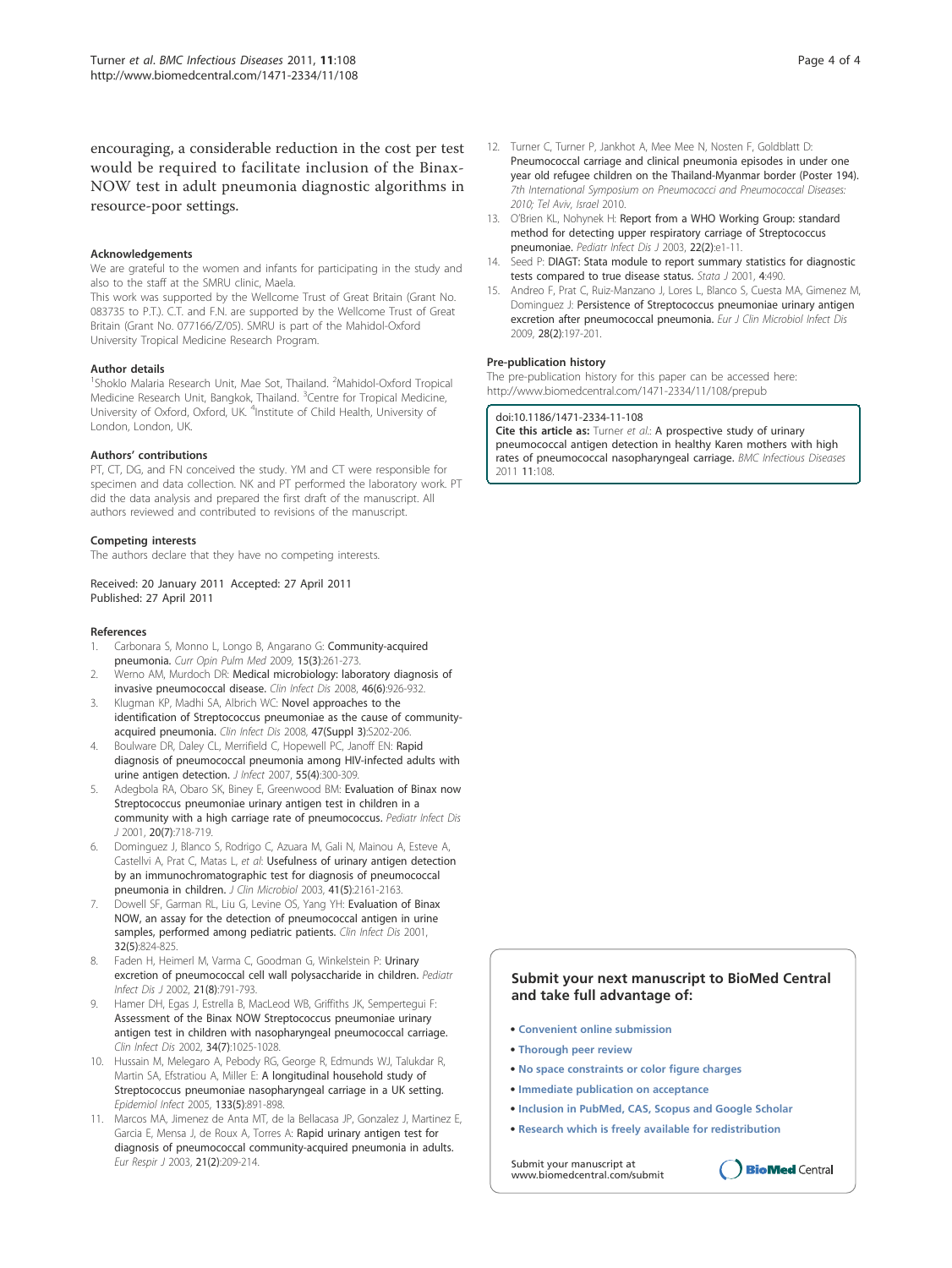encouraging, a considerable reduction in the cost per test would be required to facilitate inclusion of the BinaxNOW test in adult pneumonia diagnostic algorithms in resource-poor settings.

#### Acknowledgements

We are grateful to the women and infants for participating in the study and also to the staff at the SMRU clinic, Maela.

This work was supported by the Wellcome Trust of Great Britain (Grant No. 083735 to P.T.). C.T. and F.N. are supported by the Wellcome Trust of Great Britain (Grant No. 077166/Z/05). SMRU is part of the Mahidol-Oxford University Tropical Medicine Research Program.

#### Author details

[1]Shoklo Malaria Research Unit, Mae Sot, Thailand. [2]Mahidol-Oxford Tropical Medicine Research Unit, Bangkok, Thailand. [3]Centre for Tropical Medicine, University of Oxford, Oxford, UK. [4]Institute of Child Health, University of London, London, UK.

#### Authors' contributions

PT, CT, DG, and FN conceived the study. YM and CT were responsible for specimen and data collection. NK and PT performed the laboratory work. PT did the data analysis and prepared the first draft of the manuscript. All authors reviewed and contributed to revisions of the manuscript.

#### Competing interests

The authors declare that they have no competing interests.

Received: 20 January 2011 Accepted: 27 April 2011
Published: 27 April 2011

#### References

1. Carbonara S, Monno L, Longo B, Angarano G: **Community-acquired pneumonia.** *Curr Opin Pulm Med* 2009, **15(3)**:261-273.
2. Werno AM, Murdoch DR: **Medical microbiology: laboratory diagnosis of invasive pneumococcal disease.** *Clin Infect Dis* 2008, **46(6)**:926-932.
3. Klugman KP, Madhi SA, Albrich WC: **Novel approaches to the identification of Streptococcus pneumoniae as the cause of community-acquired pneumonia.** *Clin Infect Dis* 2008, **47(Suppl 3)**:S202-206.
4. Boulware DR, Daley CL, Merrifield C, Hopewell PC, Janoff EN: **Rapid diagnosis of pneumococcal pneumonia among HIV-infected adults with urine antigen detection.** *J Infect* 2007, **55(4)**:300-309.
5. Adegbola RA, Obaro SK, Biney E, Greenwood BM: **Evaluation of Binax now Streptococcus pneumoniae urinary antigen test in children in a community with a high carriage rate of pneumococcus.** *Pediatr Infect Dis J* 2001, **20(7)**:718-719.
6. Dominguez J, Blanco S, Rodrigo C, Azuara M, Gali N, Mainou A, Esteve A, Castellvi A, Prat C, Matas L, *et al*: **Usefulness of urinary antigen detection by an immunochromatographic test for diagnosis of pneumococcal pneumonia in children.** *J Clin Microbiol* 2003, **41(5)**:2161-2163.
7. Dowell SF, Garman RL, Liu G, Levine OS, Yang YH: **Evaluation of Binax NOW, an assay for the detection of pneumococcal antigen in urine samples, performed among pediatric patients.** *Clin Infect Dis* 2001, **32(5)**:824-825.
8. Faden H, Heimerl M, Varma C, Goodman G, Winkelstein P: **Urinary excretion of pneumococcal cell wall polysaccharide in children.** *Pediatr Infect Dis J* 2002, **21(8)**:791-793.
9. Hamer DH, Egas J, Estrella B, MacLeod WB, Griffiths JK, Sempertegui F: **Assessment of the Binax NOW Streptococcus pneumoniae urinary antigen test in children with nasopharyngeal pneumococcal carriage.** *Clin Infect Dis* 2002, **34(7)**:1025-1028.
10. Hussain M, Melegaro A, Pebody RG, George R, Edmunds WJ, Talukdar R, Martin SA, Efstratiou A, Miller E: **A longitudinal household study of Streptococcus pneumoniae nasopharyngeal carriage in a UK setting.** *Epidemiol Infect* 2005, **133(5)**:891-898.
11. Marcos MA, Jimenez de Anta MT, de la Bellacasa JP, Gonzalez J, Martinez E, Garcia E, Mensa J, de Roux A, Torres A: **Rapid urinary antigen test for diagnosis of pneumococcal community-acquired pneumonia in adults.** *Eur Respir J* 2003, **21(2)**:209-214.
12. Turner C, Turner P, Jankhot A, Mee Mee N, Nosten F, Goldblatt D: **Pneumococcal carriage and clinical pneumonia episodes in under one year old refugee children on the Thailand-Myanmar border (Poster 194).** *7th International Symposium on Pneumococci and Pneumococcal Diseases: 2010; Tel Aviv, Israel* 2010.
13. O'Brien KL, Nohynek H: **Report from a WHO Working Group: standard method for detecting upper respiratory carriage of Streptococcus pneumoniae.** *Pediatr Infect Dis J* 2003, **22(2)**:e1-11.
14. Seed P: **DIAGT: Stata module to report summary statistics for diagnostic tests compared to true disease status.** *Stata J* 2001, **4**:490.
15. Andreo F, Prat C, Ruiz-Manzano J, Lores L, Blanco S, Cuesta MA, Gimenez M, Dominguez J: **Persistence of Streptococcus pneumoniae urinary antigen excretion after pneumococcal pneumonia.** *Eur J Clin Microbiol Infect Dis* 2009, **28(2)**:197-201.

#### Pre-publication history

The pre-publication history for this paper can be accessed here:
http://www.biomedcentral.com/1471-2334/11/108/prepub

doi:10.1186/1471-2334-11-108
**Cite this article as:** Turner *et al.*: A prospective study of urinary pneumococcal antigen detection in healthy Karen mothers with high rates of pneumococcal nasopharyngeal carriage. *BMC Infectious Diseases* 2011 **11**:108.

**Submit your next manuscript to BioMed Central and take full advantage of:**

- Convenient online submission
- Thorough peer review
- No space constraints or color figure charges
- Immediate publication on acceptance
- Inclusion in PubMed, CAS, Scopus and Google Scholar
- Research which is freely available for redistribution

Submit your manuscript at
www.biomedcentral.com/submit

BioMed Central